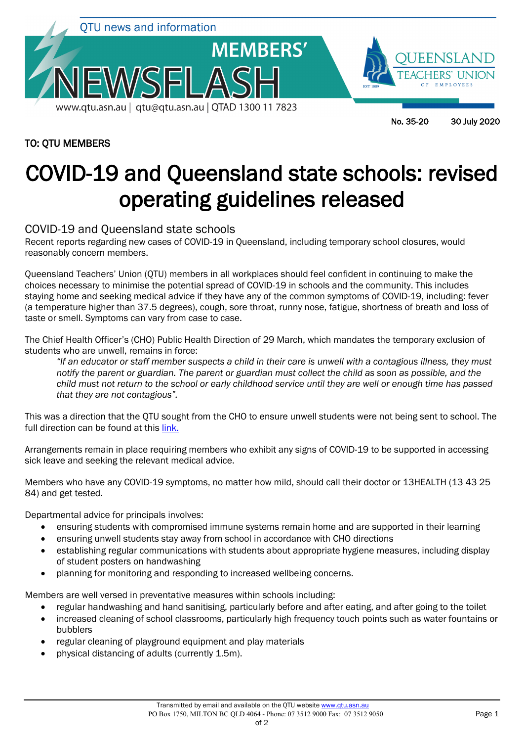QTU news and information

# MEMBERS' NEWSFLASH

www.qtu.asn.au | qtu@qtu.asn.au | QTAD 1300 11 7823

QUEENSLAND TEACHERS' UNION OF EMPLOYEES

No. 35-20 30 July 2020

**TO: QTU MEMBERS**

# COVID-19 and Queensland state schools: revised operating guidelines released

## COVID-19 and Queensland state schools

Recent reports regarding new cases of COVID-19 in Queensland, including temporary school closures, would reasonably concern members.

Queensland Teachers' Union (QTU) members in all workplaces should feel confident in continuing to make the choices necessary to minimise the potential spread of COVID-19 in schools and the community. This includes staying home and seeking medical advice if they have any of the common symptoms of COVID-19, including: fever (a temperature higher than 37.5 degrees), cough, sore throat, runny nose, fatigue, shortness of breath and loss of taste or smell. Symptoms can vary from case to case.

The Chief Health Officer's (CHO) Public Health Direction of 29 March, which mandates the temporary exclusion of students who are unwell, remains in force:

> *"If an educator or staff member suspects a child in their care is unwell with a contagious illness, they must notify the parent or guardian. The parent or guardian must collect the child as soon as possible, and the child must not return to the school or early childhood service until they are well or enough time has passed that they are not contagious".*

This was a direction that the QTU sought from the CHO to ensure unwell students were not being sent to school. The full direction can be found at this link.

Arrangements remain in place requiring members who exhibit any signs of COVID-19 to be supported in accessing sick leave and seeking the relevant medical advice.

Members who have any COVID-19 symptoms, no matter how mild, should call their doctor or 13HEALTH (13 43 25 84) and get tested.

Departmental advice for principals involves:

- ensuring students with compromised immune systems remain home and are supported in their learning
- ensuring unwell students stay away from school in accordance with CHO directions
- establishing regular communications with students about appropriate hygiene measures, including display of student posters on handwashing
- planning for monitoring and responding to increased wellbeing concerns.

Members are well versed in preventative measures within schools including:

- regular handwashing and hand sanitising, particularly before and after eating, and after going to the toilet
- increased cleaning of school classrooms, particularly high frequency touch points such as water fountains or bubblers
- regular cleaning of playground equipment and play materials
- physical distancing of adults (currently 1.5m).

Transmitted by email and available on the QTU website www.qtu.asn.au
PO Box 1750, MILTON BC QLD 4064 - Phone: 07 3512 9000 Fax: 07 3512 9050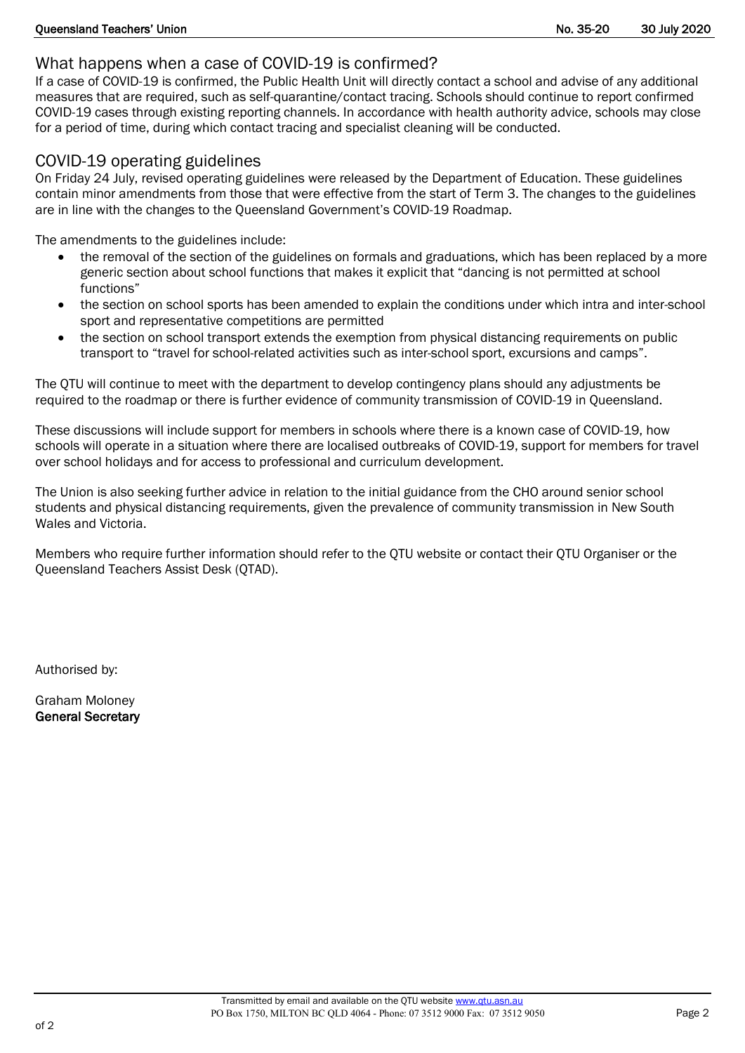## What happens when a case of COVID-19 is confirmed?

If a case of COVID-19 is confirmed, the Public Health Unit will directly contact a school and advise of any additional measures that are required, such as self-quarantine/contact tracing. Schools should continue to report confirmed COVID-19 cases through existing reporting channels. In accordance with health authority advice, schools may close for a period of time, during which contact tracing and specialist cleaning will be conducted.

## COVID-19 operating guidelines

On Friday 24 July, revised operating guidelines were released by the Department of Education. These guidelines contain minor amendments from those that were effective from the start of Term 3. The changes to the guidelines are in line with the changes to the Queensland Government's COVID-19 Roadmap.

The amendments to the guidelines include:

- the removal of the section of the guidelines on formals and graduations, which has been replaced by a more generic section about school functions that makes it explicit that "dancing is not permitted at school functions"
- the section on school sports has been amended to explain the conditions under which intra and inter-school sport and representative competitions are permitted
- the section on school transport extends the exemption from physical distancing requirements on public transport to "travel for school-related activities such as inter-school sport, excursions and camps".

The QTU will continue to meet with the department to develop contingency plans should any adjustments be required to the roadmap or there is further evidence of community transmission of COVID-19 in Queensland.

These discussions will include support for members in schools where there is a known case of COVID-19, how schools will operate in a situation where there are localised outbreaks of COVID-19, support for members for travel over school holidays and for access to professional and curriculum development.

The Union is also seeking further advice in relation to the initial guidance from the CHO around senior school students and physical distancing requirements, given the prevalence of community transmission in New South Wales and Victoria.

Members who require further information should refer to the QTU website or contact their QTU Organiser or the Queensland Teachers Assist Desk (QTAD).

Authorised by:

Graham Moloney
**General Secretary**

Transmitted by email and available on the QTU website www.qtu.asn.au
PO Box 1750, MILTON BC QLD 4064 - Phone: 07 3512 9000 Fax: 07 3512 9050